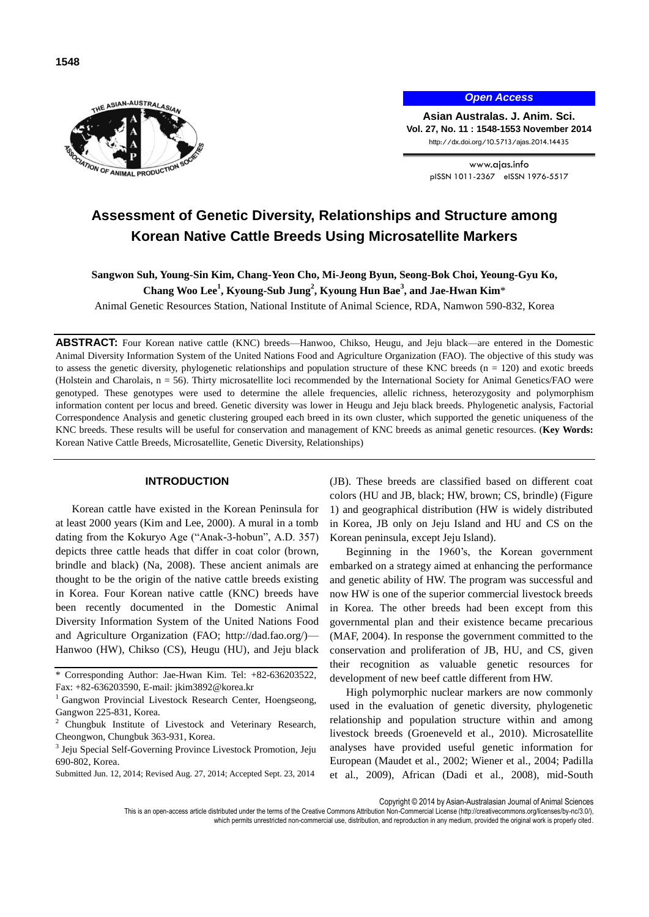Open Access

# Assessment of Genetic Diversity, Relationships and Structure among Korean Native Cattle Breeds Using Microsatellite Markers

**Sangwon Suh, Young-Sin Kim, Chang-Yeon Cho, Mi-Jeong Byun, Seong-Bok Choi, Yeoung-Gyu Ko, Chang Woo Lee[1], Kyoung-Sub Jung[2], Kyoung Hun Bae[3], and Jae-Hwan Kim***

Animal Genetic Resources Station, National Institute of Animal Science, RDA, Namwon 590-832, Korea

**ABSTRACT:** Four Korean native cattle (KNC) breeds—Hanwoo, Chikso, Heugu, and Jeju black—are entered in the Domestic Animal Diversity Information System of the United Nations Food and Agriculture Organization (FAO). The objective of this study was to assess the genetic diversity, phylogenetic relationships and population structure of these KNC breeds (n = 120) and exotic breeds (Holstein and Charolais, n = 56). Thirty microsatellite loci recommended by the International Society for Animal Genetics/FAO were genotyped. These genotypes were used to determine the allele frequencies, allelic richness, heterozygosity and polymorphism information content per locus and breed. Genetic diversity was lower in Heugu and Jeju black breeds. Phylogenetic analysis, Factorial Correspondence Analysis and genetic clustering grouped each breed in its own cluster, which supported the genetic uniqueness of the KNC breeds. These results will be useful for conservation and management of KNC breeds as animal genetic resources. (**Key Words:** Korean Native Cattle Breeds, Microsatellite, Genetic Diversity, Relationships)

## INTRODUCTION

Korean cattle have existed in the Korean Peninsula for at least 2000 years (Kim and Lee, 2000). A mural in a tomb dating from the Kokuryo Age ("Anak-3-hobun", A.D. 357) depicts three cattle heads that differ in coat color (brown, brindle and black) (Na, 2008). These ancient animals are thought to be the origin of the native cattle breeds existing in Korea. Four Korean native cattle (KNC) breeds have been recently documented in the Domestic Animal Diversity Information System of the United Nations Food and Agriculture Organization (FAO; http://dad.fao.org/)—Hanwoo (HW), Chikso (CS), Heugu (HU), and Jeju black (JB). These breeds are classified based on different coat colors (HU and JB, black; HW, brown; CS, brindle) (Figure 1) and geographical distribution (HW is widely distributed in Korea, JB only on Jeju Island and HU and CS on the Korean peninsula, except Jeju Island).

Beginning in the 1960's, the Korean government embarked on a strategy aimed at enhancing the performance and genetic ability of HW. The program was successful and now HW is one of the superior commercial livestock breeds in Korea. The other breeds had been except from this governmental plan and their existence became precarious (MAF, 2004). In response the government committed to the conservation and proliferation of JB, HU, and CS, given their recognition as valuable genetic resources for development of new beef cattle different from HW.

High polymorphic nuclear markers are now commonly used in the evaluation of genetic diversity, phylogenetic relationship and population structure within and among livestock breeds (Groeneveld et al., 2010). Microsatellite analyses have provided useful genetic information for European (Maudet et al., 2002; Wiener et al., 2004; Padilla et al., 2009), African (Dadi et al., 2008), mid-South

\* Corresponding Author: Jae-Hwan Kim. Tel: +82-636203522, Fax: +82-636203590, E-mail: jkim3892@korea.kr

[1] Gangwon Provincial Livestock Research Center, Hoengseong, Gangwon 225-831, Korea.

[2] Chungbuk Institute of Livestock and Veterinary Research, Cheongwon, Chungbuk 363-931, Korea.

[3] Jeju Special Self-Governing Province Livestock Promotion, Jeju 690-802, Korea.

Submitted Jun. 12, 2014; Revised Aug. 27, 2014; Accepted Sept. 23, 2014

Copyright © 2014 by Asian-Australasian Journal of Animal Sciences

This is an open-access article distributed under the terms of the Creative Commons Attribution Non-Commercial License (http://creativecommons.org/licenses/by-nc/3.0/), which permits unrestricted non-commercial use, distribution, and reproduction in any medium, provided the original work is properly cited.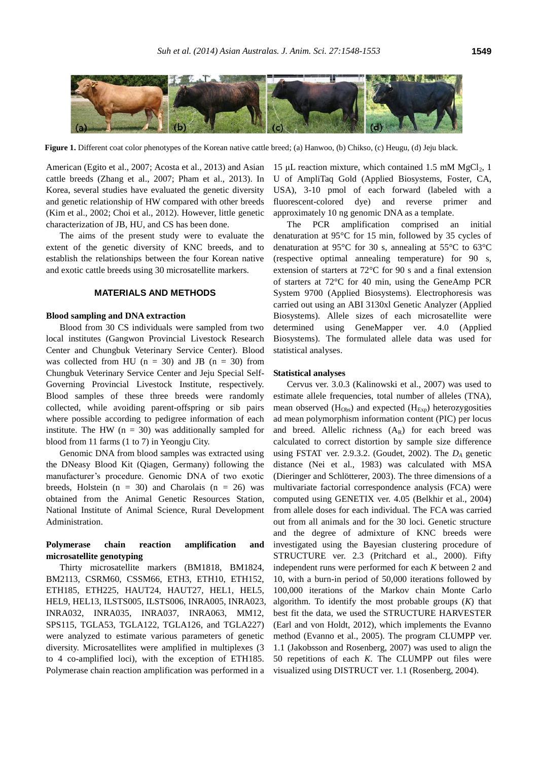**Figure 1.** Different coat color phenotypes of the Korean native cattle breed; (a) Hanwoo, (b) Chikso, (c) Heugu, (d) Jeju black.

American (Egito et al., 2007; Acosta et al., 2013) and Asian cattle breeds (Zhang et al., 2007; Pham et al., 2013). In Korea, several studies have evaluated the genetic diversity and genetic relationship of HW compared with other breeds (Kim et al., 2002; Choi et al., 2012). However, little genetic characterization of JB, HU, and CS has been done.

The aims of the present study were to evaluate the extent of the genetic diversity of KNC breeds, and to establish the relationships between the four Korean native and exotic cattle breeds using 30 microsatellite markers.

## MATERIALS AND METHODS

### Blood sampling and DNA extraction

Blood from 30 CS individuals were sampled from two local institutes (Gangwon Provincial Livestock Research Center and Chungbuk Veterinary Service Center). Blood was collected from HU (n = 30) and JB (n = 30) from Chungbuk Veterinary Service Center and Jeju Special Self-Governing Provincial Livestock Institute, respectively. Blood samples of these three breeds were randomly collected, while avoiding parent-offspring or sib pairs where possible according to pedigree information of each institute. The HW (n = 30) was additionally sampled for blood from 11 farms (1 to 7) in Yeongju City.

Genomic DNA from blood samples was extracted using the DNeasy Blood Kit (Qiagen, Germany) following the manufacturer's procedure. Genomic DNA of two exotic breeds, Holstein (n = 30) and Charolais (n = 26) was obtained from the Animal Genetic Resources Station, National Institute of Animal Science, Rural Development Administration.

### Polymerase chain reaction amplification and microsatellite genotyping

Thirty microsatellite markers (BM1818, BM1824, BM2113, CSRM60, CSSM66, ETH3, ETH10, ETH152, ETH185, ETH225, HAUT24, HAUT27, HEL1, HEL5, HEL9, HEL13, ILSTS005, ILSTS006, INRA005, INRA023, INRA032, INRA035, INRA037, INRA063, MM12, SPS115, TGLA53, TGLA122, TGLA126, and TGLA227) were analyzed to estimate various parameters of genetic diversity. Microsatellites were amplified in multiplexes (3 to 4 co-amplified loci), with the exception of ETH185. Polymerase chain reaction amplification was performed in a 15 μL reaction mixture, which contained 1.5 mM $MgCl_2$, 1 U of AmpliTaq Gold (Applied Biosystems, Foster, CA, USA), 3-10 pmol of each forward (labeled with a fluorescent-colored dye) and reverse primer and approximately 10 ng genomic DNA as a template.

The PCR amplification comprised an initial denaturation at 95°C for 15 min, followed by 35 cycles of denaturation at 95°C for 30 s, annealing at 55°C to 63°C (respective optimal annealing temperature) for 90 s, extension of starters at 72°C for 90 s and a final extension of starters at 72°C for 40 min, using the GeneAmp PCR System 9700 (Applied Biosystems). Electrophoresis was carried out using an ABI 3130xl Genetic Analyzer (Applied Biosystems). Allele sizes of each microsatellite were determined using GeneMapper ver. 4.0 (Applied Biosystems). The formulated allele data was used for statistical analyses.

### Statistical analyses

Cervus ver. 3.0.3 (Kalinowski et al., 2007) was used to estimate allele frequencies, total number of alleles (TNA), mean observed ($H_{Obs}$) and expected ($H_{Exp}$) heterozygosities ad mean polymorphism information content (PIC) per locus and breed. Allelic richness ($A_R$) for each breed was calculated to correct distortion by sample size difference using FSTAT ver. 2.9.3.2. (Goudet, 2002). The $D_A$ genetic distance (Nei et al., 1983) was calculated with MSA (Dieringer and Schlötterer, 2003). The three dimensions of a multivariate factorial correspondence analysis (FCA) were computed using GENETIX ver. 4.05 (Belkhir et al., 2004) from allele doses for each individual. The FCA was carried out from all animals and for the 30 loci. Genetic structure and the degree of admixture of KNC breeds were investigated using the Bayesian clustering procedure of STRUCTURE ver. 2.3 (Pritchard et al., 2000). Fifty independent runs were performed for each *K* between 2 and 10, with a burn-in period of 50,000 iterations followed by 100,000 iterations of the Markov chain Monte Carlo algorithm. To identify the most probable groups (*K*) that best fit the data, we used the STRUCTURE HARVESTER (Earl and von Holdt, 2012), which implements the Evanno method (Evanno et al., 2005). The program CLUMPP ver. 1.1 (Jakobsson and Rosenberg, 2007) was used to align the 50 repetitions of each *K*. The CLUMPP out files were visualized using DISTRUCT ver. 1.1 (Rosenberg, 2004).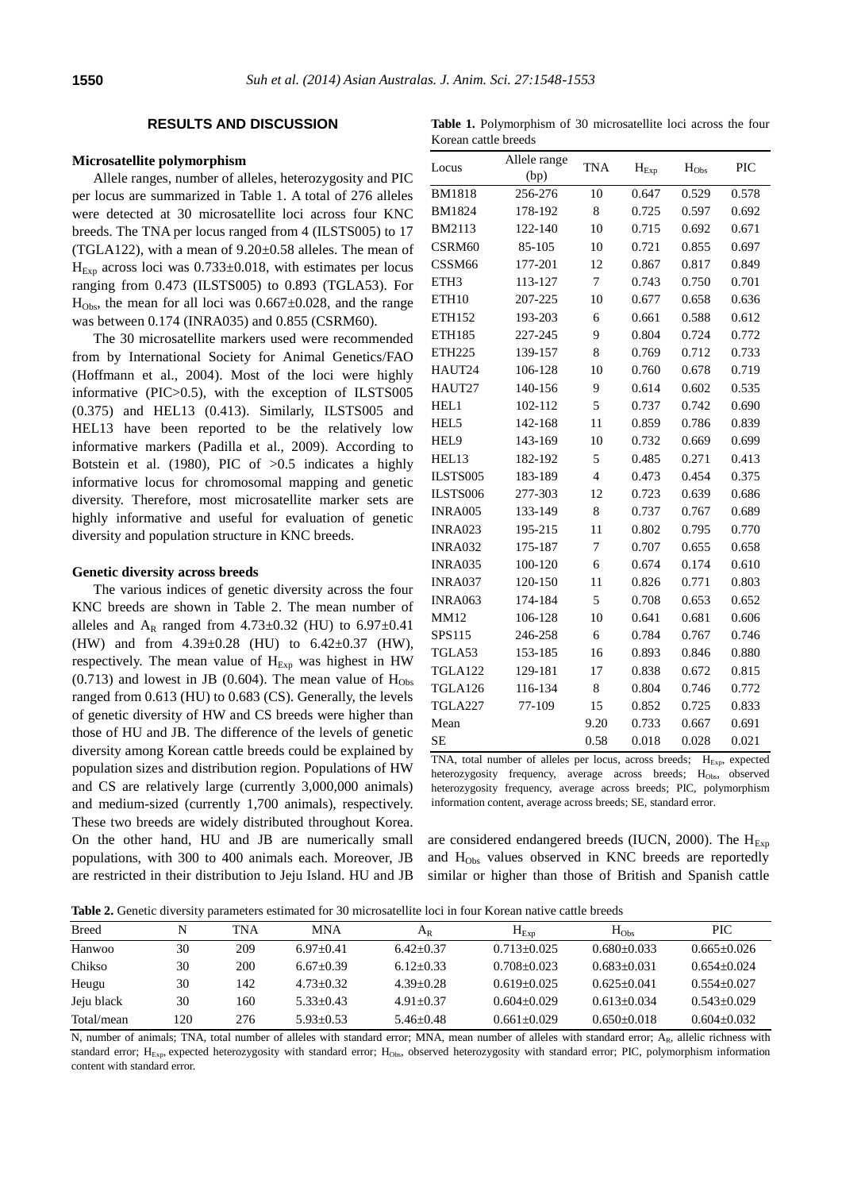## RESULTS AND DISCUSSION

### Microsatellite polymorphism

Allele ranges, number of alleles, heterozygosity and PIC per locus are summarized in Table 1. A total of 276 alleles were detected at 30 microsatellite loci across four KNC breeds. The TNA per locus ranged from 4 (ILSTS005) to 17 (TGLA122), with a mean of 9.20±0.58 alleles. The mean of $H_{Exp}$ across loci was 0.733±0.018, with estimates per locus ranging from 0.473 (ILSTS005) to 0.893 (TGLA53). For $H_{Obs}$, the mean for all loci was 0.667±0.028, and the range was between 0.174 (INRA035) and 0.855 (CSRM60).

The 30 microsatellite markers used were recommended from by International Society for Animal Genetics/FAO (Hoffmann et al., 2004). Most of the loci were highly informative (PIC>0.5), with the exception of ILSTS005 (0.375) and HEL13 (0.413). Similarly, ILSTS005 and HEL13 have been reported to be the relatively low informative markers (Padilla et al., 2009). According to Botstein et al. (1980), PIC of >0.5 indicates a highly informative locus for chromosomal mapping and genetic diversity. Therefore, most microsatellite marker sets are highly informative and useful for evaluation of genetic diversity and population structure in KNC breeds.

### Genetic diversity across breeds

The various indices of genetic diversity across the four KNC breeds are shown in Table 2. The mean number of alleles and $A_R$ ranged from 4.73±0.32 (HU) to 6.97±0.41 (HW) and from 4.39±0.28 (HU) to 6.42±0.37 (HW), respectively. The mean value of $H_{Exp}$ was highest in HW (0.713) and lowest in JB (0.604). The mean value of $H_{Obs}$ ranged from 0.613 (HU) to 0.683 (CS). Generally, the levels of genetic diversity of HW and CS breeds were higher than those of HU and JB. The difference of the levels of genetic diversity among Korean cattle breeds could be explained by population sizes and distribution region. Populations of HW and CS are relatively large (currently 3,000,000 animals) and medium-sized (currently 1,700 animals), respectively. These two breeds are widely distributed throughout Korea. On the other hand, HU and JB are numerically small populations, with 300 to 400 animals each. Moreover, JB are restricted in their distribution to Jeju Island. HU and JB are considered endangered breeds (IUCN, 2000). The $H_{Exp}$ and $H_{Obs}$ values observed in KNC breeds are reportedly similar or higher than those of British and Spanish cattle

**Table 1.** Polymorphism of 30 microsatellite loci across the four Korean cattle breeds

| Locus | Allele range (bp) | TNA | $H_{Exp}$ | $H_{Obs}$ | PIC |
|---|---|---|---|---|---|
| BM1818 | 256-276 | 10 | 0.647 | 0.529 | 0.578 |
| BM1824 | 178-192 | 8 | 0.725 | 0.597 | 0.692 |
| BM2113 | 122-140 | 10 | 0.715 | 0.692 | 0.671 |
| CSRM60 | 85-105 | 10 | 0.721 | 0.855 | 0.697 |
| CSSM66 | 177-201 | 12 | 0.867 | 0.817 | 0.849 |
| ETH3 | 113-127 | 7 | 0.743 | 0.750 | 0.701 |
| ETH10 | 207-225 | 10 | 0.677 | 0.658 | 0.636 |
| ETH152 | 193-203 | 6 | 0.661 | 0.588 | 0.612 |
| ETH185 | 227-245 | 9 | 0.804 | 0.724 | 0.772 |
| ETH225 | 139-157 | 8 | 0.769 | 0.712 | 0.733 |
| HAUT24 | 106-128 | 10 | 0.760 | 0.678 | 0.719 |
| HAUT27 | 140-156 | 9 | 0.614 | 0.602 | 0.535 |
| HEL1 | 102-112 | 5 | 0.737 | 0.742 | 0.690 |
| HEL5 | 142-168 | 11 | 0.859 | 0.786 | 0.839 |
| HEL9 | 143-169 | 10 | 0.732 | 0.669 | 0.699 |
| HEL13 | 182-192 | 5 | 0.485 | 0.271 | 0.413 |
| ILSTS005 | 183-189 | 4 | 0.473 | 0.454 | 0.375 |
| ILSTS006 | 277-303 | 12 | 0.723 | 0.639 | 0.686 |
| INRA005 | 133-149 | 8 | 0.737 | 0.767 | 0.689 |
| INRA023 | 195-215 | 11 | 0.802 | 0.795 | 0.770 |
| INRA032 | 175-187 | 7 | 0.707 | 0.655 | 0.658 |
| INRA035 | 100-120 | 6 | 0.674 | 0.174 | 0.610 |
| INRA037 | 120-150 | 11 | 0.826 | 0.771 | 0.803 |
| INRA063 | 174-184 | 5 | 0.708 | 0.653 | 0.652 |
| MM12 | 106-128 | 10 | 0.641 | 0.681 | 0.606 |
| SPS115 | 246-258 | 6 | 0.784 | 0.767 | 0.746 |
| TGLA53 | 153-185 | 16 | 0.893 | 0.846 | 0.880 |
| TGLA122 | 129-181 | 17 | 0.838 | 0.672 | 0.815 |
| TGLA126 | 116-134 | 8 | 0.804 | 0.746 | 0.772 |
| TGLA227 | 77-109 | 15 | 0.852 | 0.725 | 0.833 |
| Mean | | 9.20 | 0.733 | 0.667 | 0.691 |
| SE | | 0.58 | 0.018 | 0.028 | 0.021 |

TNA, total number of alleles per locus, across breeds; $H_{Exp}$, expected heterozygosity frequency, average across breeds; $H_{Obs}$, observed heterozygosity frequency, average across breeds; PIC, polymorphism information content, average across breeds; SE, standard error.

**Table 2.** Genetic diversity parameters estimated for 30 microsatellite loci in four Korean native cattle breeds

| Breed | N | TNA | MNA | $A_R$ | $H_{Exp}$ | $H_{Obs}$ | PIC |
|---|---|---|---|---|---|---|---|
| Hanwoo | 30 | 209 | 6.97±0.41 | 6.42±0.37 | 0.713±0.025 | 0.680±0.033 | 0.665±0.026 |
| Chikso | 30 | 200 | 6.67±0.39 | 6.12±0.33 | 0.708±0.023 | 0.683±0.031 | 0.654±0.024 |
| Heugu | 30 | 142 | 4.73±0.32 | 4.39±0.28 | 0.619±0.025 | 0.625±0.041 | 0.554±0.027 |
| Jeju black | 30 | 160 | 5.33±0.43 | 4.91±0.37 | 0.604±0.029 | 0.613±0.034 | 0.543±0.029 |
| Total/mean | 120 | 276 | 5.93±0.53 | 5.46±0.48 | 0.661±0.029 | 0.650±0.018 | 0.604±0.032 |

N, number of animals; TNA, total number of alleles with standard error; MNA, mean number of alleles with standard error; $A_R$, allelic richness with standard error; $H_{Exp}$, expected heterozygosity with standard error; $H_{Obs}$, observed heterozygosity with standard error; PIC, polymorphism information content with standard error.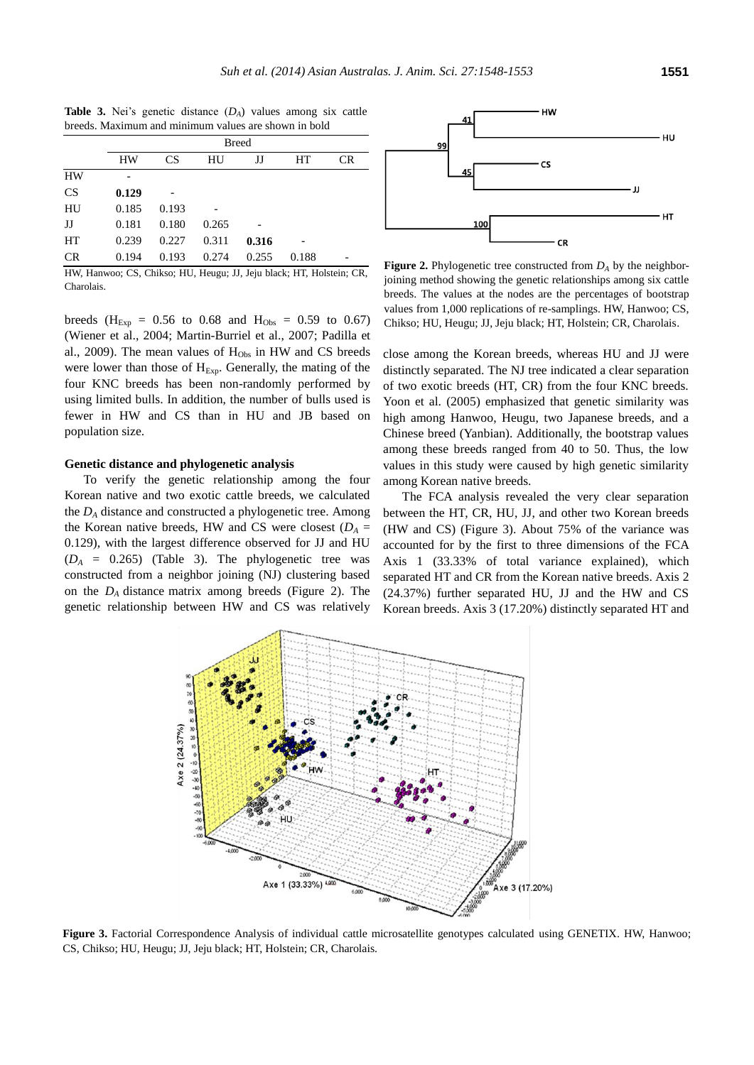**Table 3.** Nei's genetic distance ($D_A$) values among six cattle breeds. Maximum and minimum values are shown in bold

| | Breed | | | | | |
|---|---|---|---|---|---|---|
| | HW | CS | HU | JJ | HT | CR |
| HW | - | | | | | |
| CS | **0.129** | - | | | | |
| HU | 0.185 | 0.193 | - | | | |
| JJ | 0.181 | 0.180 | 0.265 | - | | |
| HT | 0.239 | 0.227 | 0.311 | **0.316** | - | |
| CR | 0.194 | 0.193 | 0.274 | 0.255 | 0.188 | - |

HW, Hanwoo; CS, Chikso; HU, Heugu; JJ, Jeju black; HT, Holstein; CR, Charolais.

breeds ($H_{Exp}$ = 0.56 to 0.68 and $H_{Obs}$ = 0.59 to 0.67) (Wiener et al., 2004; Martin-Burriel et al., 2007; Padilla et al., 2009). The mean values of $H_{Obs}$ in HW and CS breeds were lower than those of $H_{Exp}$. Generally, the mating of the four KNC breeds has been non-randomly performed by using limited bulls. In addition, the number of bulls used is fewer in HW and CS than in HU and JB based on population size.

### Genetic distance and phylogenetic analysis

To verify the genetic relationship among the four Korean native and two exotic cattle breeds, we calculated the $D_A$ distance and constructed a phylogenetic tree. Among the Korean native breeds, HW and CS were closest ($D_A$ = 0.129), with the largest difference observed for JJ and HU ($D_A$ = 0.265) (Table 3). The phylogenetic tree was constructed from a neighbor joining (NJ) clustering based on the $D_A$ distance matrix among breeds (Figure 2). The genetic relationship between HW and CS was relatively close among the Korean breeds, whereas HU and JJ were distinctly separated. The NJ tree indicated a clear separation of two exotic breeds (HT, CR) from the four KNC breeds. Yoon et al. (2005) emphasized that genetic similarity was high among Hanwoo, Heugu, two Japanese breeds, and a Chinese breed (Yanbian). Additionally, the bootstrap values among these breeds ranged from 40 to 50. Thus, the low values in this study were caused by high genetic similarity among Korean native breeds.

**Figure 2.** Phylogenetic tree constructed from $D_A$ by the neighbor-joining method showing the genetic relationships among six cattle breeds. The values at the nodes are the percentages of bootstrap values from 1,000 replications of re-samplings. HW, Hanwoo; CS, Chikso; HU, Heugu; JJ, Jeju black; HT, Holstein; CR, Charolais.

The FCA analysis revealed the very clear separation between the HT, CR, HU, JJ, and other two Korean breeds (HW and CS) (Figure 3). About 75% of the variance was accounted for by the first to three dimensions of the FCA Axis 1 (33.33% of total variance explained), which separated HT and CR from the Korean native breeds. Axis 2 (24.37%) further separated HU, JJ and the HW and CS Korean breeds. Axis 3 (17.20%) distinctly separated HT and

**Figure 3.** Factorial Correspondence Analysis of individual cattle microsatellite genotypes calculated using GENETIX. HW, Hanwoo; CS, Chikso; HU, Heugu; JJ, Jeju black; HT, Holstein; CR, Charolais.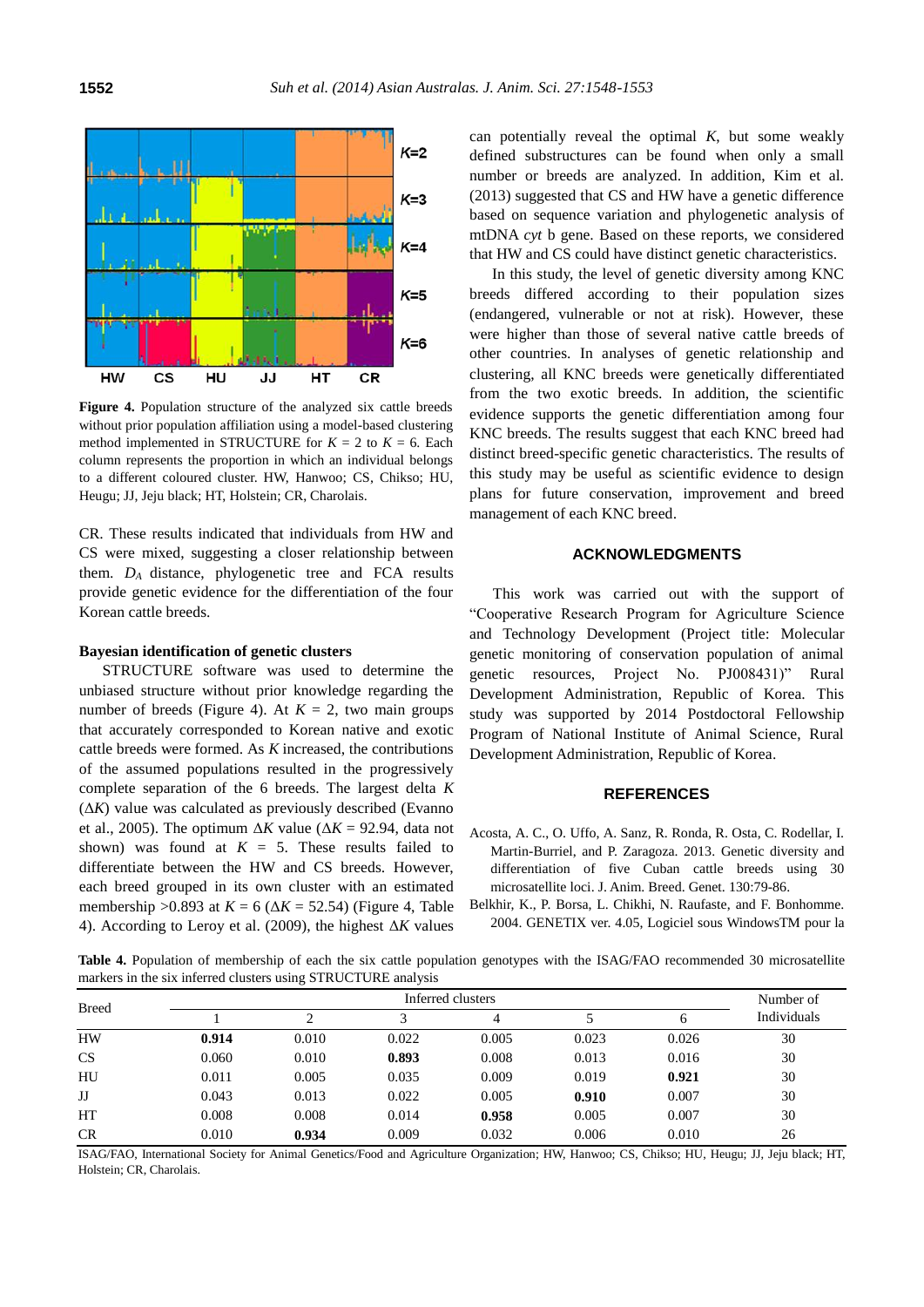Figure 4. Population structure of the analyzed six cattle breeds without prior population affiliation using a model-based clustering method implemented in STRUCTURE for $K$ = 2 to $K$ = 6. Each column represents the proportion in which an individual belongs to a different coloured cluster. HW, Hanwoo; CS, Chikso; HU, Heugu; JJ, Jeju black; HT, Holstein; CR, Charolais.

CR. These results indicated that individuals from HW and CS were mixed, suggesting a closer relationship between them. $D_A$ distance, phylogenetic tree and FCA results provide genetic evidence for the differentiation of the four Korean cattle breeds.

### Bayesian identification of genetic clusters

STRUCTURE software was used to determine the unbiased structure without prior knowledge regarding the number of breeds (Figure 4). At $K$ = 2, two main groups that accurately corresponded to Korean native and exotic cattle breeds were formed. As $K$ increased, the contributions of the assumed populations resulted in the progressively complete separation of the 6 breeds. The largest delta $K$ ($\Delta K$) value was calculated as previously described (Evanno et al., 2005). The optimum $\Delta K$ value ($\Delta K$ = 92.94, data not shown) was found at $K$ = 5. These results failed to differentiate between the HW and CS breeds. However, each breed grouped in its own cluster with an estimated membership >0.893 at $K$ = 6 ($\Delta K$ = 52.54) (Figure 4, Table 4). According to Leroy et al. (2009), the highest $\Delta K$ values can potentially reveal the optimal $K$, but some weakly defined substructures can be found when only a small number or breeds are analyzed. In addition, Kim et al. (2013) suggested that CS and HW have a genetic difference based on sequence variation and phylogenetic analysis of mtDNA *cyt* b gene. Based on these reports, we considered that HW and CS could have distinct genetic characteristics.

In this study, the level of genetic diversity among KNC breeds differed according to their population sizes (endangered, vulnerable or not at risk). However, these were higher than those of several native cattle breeds of other countries. In analyses of genetic relationship and clustering, all KNC breeds were genetically differentiated from the two exotic breeds. In addition, the scientific evidence supports the genetic differentiation among four KNC breeds. The results suggest that each KNC breed had distinct breed-specific genetic characteristics. The results of this study may be useful as scientific evidence to design plans for future conservation, improvement and breed management of each KNC breed.

## ACKNOWLEDGMENTS

This work was carried out with the support of "Cooperative Research Program for Agriculture Science and Technology Development (Project title: Molecular genetic monitoring of conservation population of animal genetic resources, Project No. PJ008431)" Rural Development Administration, Republic of Korea. This study was supported by 2014 Postdoctoral Fellowship Program of National Institute of Animal Science, Rural Development Administration, Republic of Korea.

## REFERENCES

Acosta, A. C., O. Uffo, A. Sanz, R. Ronda, R. Osta, C. Rodellar, I. Martin-Burriel, and P. Zaragoza. 2013. Genetic diversity and differentiation of five Cuban cattle breeds using 30 microsatellite loci. J. Anim. Breed. Genet. 130:79-86.

Belkhir, K., P. Borsa, L. Chikhi, N. Raufaste, and F. Bonhomme. 2004. GENETIX ver. 4.05, Logiciel sous WindowsTM pour la

**Table 4.** Population of membership of each the six cattle population genotypes with the ISAG/FAO recommended 30 microsatellite markers in the six inferred clusters using STRUCTURE analysis

| Breed | Inferred clusters | | | | | | Number of Individuals |
|---|---|---|---|---|---|---|---|
| | 1 | 2 | 3 | 4 | 5 | 6 | |
| HW | **0.914** | 0.010 | 0.022 | 0.005 | 0.023 | 0.026 | 30 |
| CS | 0.060 | 0.010 | **0.893** | 0.008 | 0.013 | 0.016 | 30 |
| HU | 0.011 | 0.005 | 0.035 | 0.009 | 0.019 | **0.921** | 30 |
| JJ | 0.043 | 0.013 | 0.022 | 0.005 | **0.910** | 0.007 | 30 |
| HT | 0.008 | 0.008 | 0.014 | **0.958** | 0.005 | 0.007 | 30 |
| CR | 0.010 | **0.934** | 0.009 | 0.032 | 0.006 | 0.010 | 26 |

ISAG/FAO, International Society for Animal Genetics/Food and Agriculture Organization; HW, Hanwoo; CS, Chikso; HU, Heugu; JJ, Jeju black; HT, Holstein; CR, Charolais.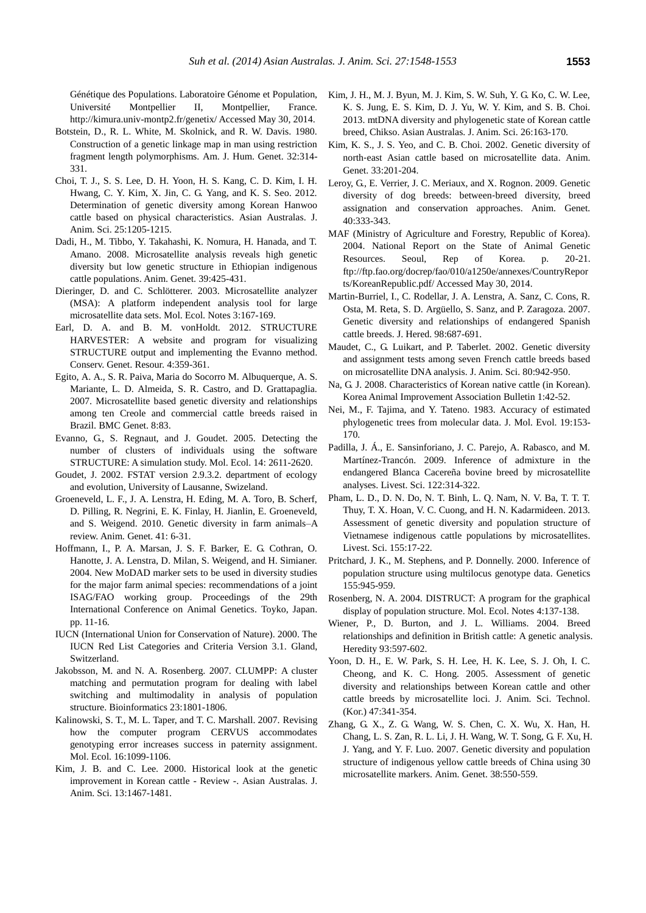Génétique des Populations. Laboratoire Génome et Population, Université Montpellier II, Montpellier, France. http://kimura.univ-montp2.fr/genetix/ Accessed May 30, 2014.

Botstein, D., R. L. White, M. Skolnick, and R. W. Davis. 1980. Construction of a genetic linkage map in man using restriction fragment length polymorphisms. Am. J. Hum. Genet. 32:314-331.

Choi, T. J., S. S. Lee, D. H. Yoon, H. S. Kang, C. D. Kim, I. H. Hwang, C. Y. Kim, X. Jin, C. G. Yang, and K. S. Seo. 2012. Determination of genetic diversity among Korean Hanwoo cattle based on physical characteristics. Asian Australas. J. Anim. Sci. 25:1205-1215.

Dadi, H., M. Tibbo, Y. Takahashi, K. Nomura, H. Hanada, and T. Amano. 2008. Microsatellite analysis reveals high genetic diversity but low genetic structure in Ethiopian indigenous cattle populations. Anim. Genet. 39:425-431.

Dieringer, D. and C. Schlötterer. 2003. Microsatellite analyzer (MSA): A platform independent analysis tool for large microsatellite data sets. Mol. Ecol. Notes 3:167-169.

Earl, D. A. and B. M. vonHoldt. 2012. STRUCTURE HARVESTER: A website and program for visualizing STRUCTURE output and implementing the Evanno method. Conserv. Genet. Resour. 4:359-361.

Egito, A. A., S. R. Paiva, Maria do Socorro M. Albuquerque, A. S. Mariante, L. D. Almeida, S. R. Castro, and D. Grattapaglia. 2007. Microsatellite based genetic diversity and relationships among ten Creole and commercial cattle breeds raised in Brazil. BMC Genet. 8:83.

Evanno, G., S. Regnaut, and J. Goudet. 2005. Detecting the number of clusters of individuals using the software STRUCTURE: A simulation study. Mol. Ecol. 14: 2611-2620.

Goudet, J. 2002. FSTAT version 2.9.3.2. department of ecology and evolution, University of Lausanne, Swizeland.

Groeneveld, L. F., J. A. Lenstra, H. Eding, M. A. Toro, B. Scherf, D. Pilling, R. Negrini, E. K. Finlay, H. Jianlin, E. Groeneveld, and S. Weigend. 2010. Genetic diversity in farm animals–A review. Anim. Genet. 41: 6-31.

Hoffmann, I., P. A. Marsan, J. S. F. Barker, E. G. Cothran, O. Hanotte, J. A. Lenstra, D. Milan, S. Weigend, and H. Simianer. 2004. New MoDAD marker sets to be used in diversity studies for the major farm animal species: recommendations of a joint ISAG/FAO working group. Proceedings of the 29th International Conference on Animal Genetics. Toyko, Japan. pp. 11-16.

IUCN (International Union for Conservation of Nature). 2000. The IUCN Red List Categories and Criteria Version 3.1. Gland, Switzerland.

Jakobsson, M. and N. A. Rosenberg. 2007. CLUMPP: A cluster matching and permutation program for dealing with label switching and multimodality in analysis of population structure. Bioinformatics 23:1801-1806.

Kalinowski, S. T., M. L. Taper, and T. C. Marshall. 2007. Revising how the computer program CERVUS accommodates genotyping error increases success in paternity assignment. Mol. Ecol. 16:1099-1106.

Kim, J. B. and C. Lee. 2000. Historical look at the genetic improvement in Korean cattle - Review -. Asian Australas. J. Anim. Sci. 13:1467-1481.

Kim, J. H., M. J. Byun, M. J. Kim, S. W. Suh, Y. G. Ko, C. W. Lee, K. S. Jung, E. S. Kim, D. J. Yu, W. Y. Kim, and S. B. Choi. 2013. mtDNA diversity and phylogenetic state of Korean cattle breed, Chikso. Asian Australas. J. Anim. Sci. 26:163-170.

Kim, K. S., J. S. Yeo, and C. B. Choi. 2002. Genetic diversity of north-east Asian cattle based on microsatellite data. Anim. Genet. 33:201-204.

Leroy, G., E. Verrier, J. C. Meriaux, and X. Rognon. 2009. Genetic diversity of dog breeds: between-breed diversity, breed assignation and conservation approaches. Anim. Genet. 40:333-343.

MAF (Ministry of Agriculture and Forestry, Republic of Korea). 2004. National Report on the State of Animal Genetic Resources. Seoul, Rep of Korea. p. 20-21. ftp://ftp.fao.org/docrep/fao/010/a1250e/annexes/CountryReports/KoreanRepublic.pdf/ Accessed May 30, 2014.

Martin-Burriel, I., C. Rodellar, J. A. Lenstra, A. Sanz, C. Cons, R. Osta, M. Reta, S. D. Argüello, S. Sanz, and P. Zaragoza. 2007. Genetic diversity and relationships of endangered Spanish cattle breeds. J. Hered. 98:687-691.

Maudet, C., G. Luikart, and P. Taberlet. 2002. Genetic diversity and assignment tests among seven French cattle breeds based on microsatellite DNA analysis. J. Anim. Sci. 80:942-950.

Na, G. J. 2008. Characteristics of Korean native cattle (in Korean). Korea Animal Improvement Association Bulletin 1:42-52.

Nei, M., F. Tajima, and Y. Tateno. 1983. Accuracy of estimated phylogenetic trees from molecular data. J. Mol. Evol. 19:153-170.

Padilla, J. Á., E. Sansinforiano, J. C. Parejo, A. Rabasco, and M. Martínez-Trancón. 2009. Inference of admixture in the endangered Blanca Cacereña bovine breed by microsatellite analyses. Livest. Sci. 122:314-322.

Pham, L. D., D. N. Do, N. T. Binh, L. Q. Nam, N. V. Ba, T. T. T. Thuy, T. X. Hoan, V. C. Cuong, and H. N. Kadarmideen. 2013. Assessment of genetic diversity and population structure of Vietnamese indigenous cattle populations by microsatellites. Livest. Sci. 155:17-22.

Pritchard, J. K., M. Stephens, and P. Donnelly. 2000. Inference of population structure using multilocus genotype data. Genetics 155:945-959.

Rosenberg, N. A. 2004. DISTRUCT: A program for the graphical display of population structure. Mol. Ecol. Notes 4:137-138.

Wiener, P., D. Burton, and J. L. Williams. 2004. Breed relationships and definition in British cattle: A genetic analysis. Heredity 93:597-602.

Yoon, D. H., E. W. Park, S. H. Lee, H. K. Lee, S. J. Oh, I. C. Cheong, and K. C. Hong. 2005. Assessment of genetic diversity and relationships between Korean cattle and other cattle breeds by microsatellite loci. J. Anim. Sci. Technol. (Kor.) 47:341-354.

Zhang, G. X., Z. G. Wang, W. S. Chen, C. X. Wu, X. Han, H. Chang, L. S. Zan, R. L. Li, J. H. Wang, W. T. Song, G. F. Xu, H. J. Yang, and Y. F. Luo. 2007. Genetic diversity and population structure of indigenous yellow cattle breeds of China using 30 microsatellite markers. Anim. Genet. 38:550-559.